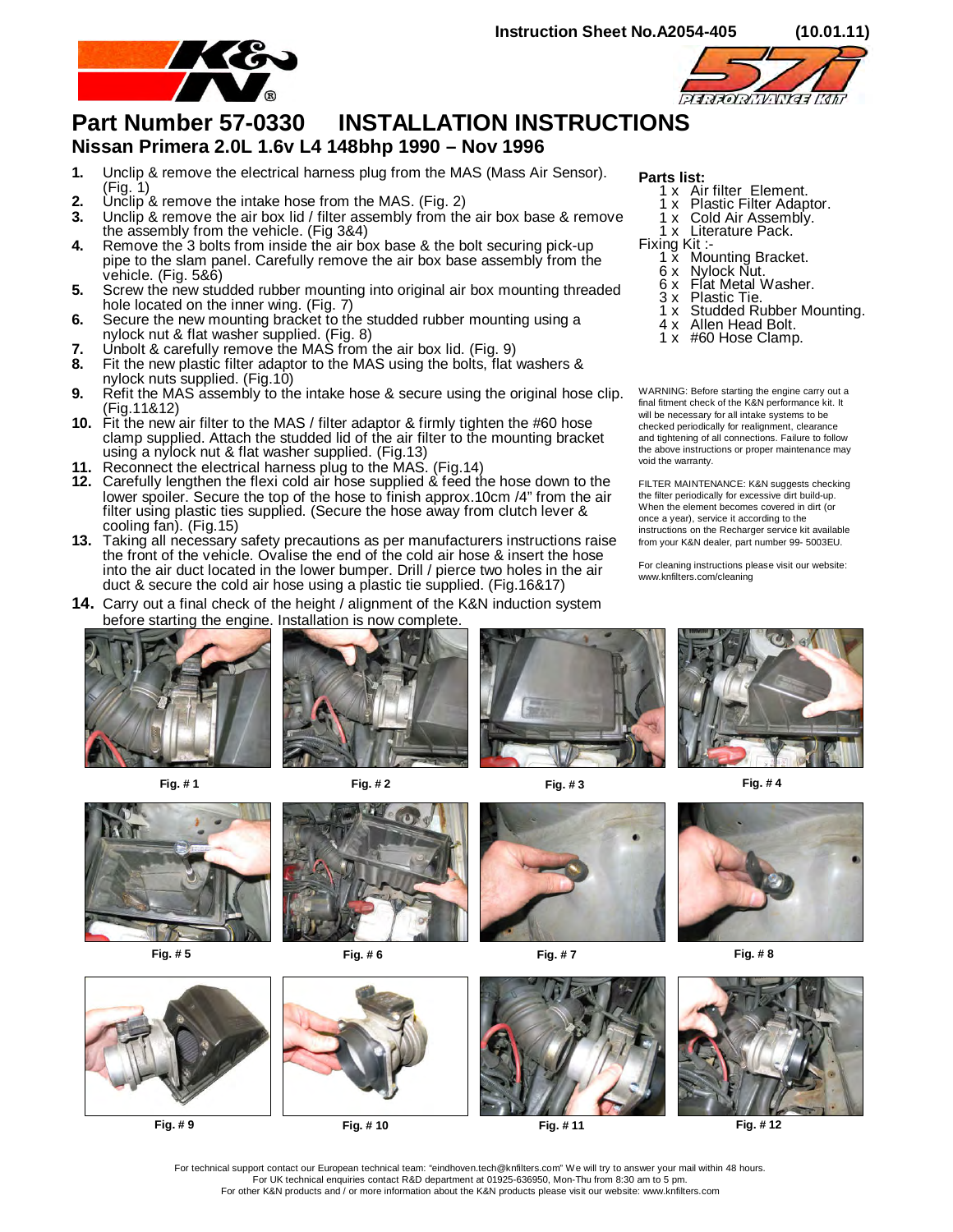Instruction Sheet No.A2054-405 (10.01.11)

# Part Number 57-0330 INSTALLATION INSTRUCTIONS

## Nissan Primera 2.0L 1.6v L4 148bhp 1990 – Nov 1996

1. Unclip & remove the electrical harness plug from the MAS (Mass Air Sensor). (Fig. 1)
2. Unclip & remove the intake hose from the MAS. (Fig. 2)
3. Unclip & remove the air box lid / filter assembly from the air box base & remove the assembly from the vehicle. (Fig 3&4)
4. Remove the 3 bolts from inside the air box base & the bolt securing pick-up pipe to the slam panel. Carefully remove the air box base assembly from the vehicle. (Fig. 5&6)
5. Screw the new studded rubber mounting into original air box mounting threaded hole located on the inner wing. (Fig. 7)
6. Secure the new mounting bracket to the studded rubber mounting using a nylock nut & flat washer supplied. (Fig. 8)
7. Unbolt & carefully remove the MAS from the air box lid. (Fig. 9)
8. Fit the new plastic filter adaptor to the MAS using the bolts, flat washers & nylock nuts supplied. (Fig.10)
9. Refit the MAS assembly to the intake hose & secure using the original hose clip. (Fig.11&12)
10. Fit the new air filter to the MAS / filter adaptor & firmly tighten the #60 hose clamp supplied. Attach the studded lid of the air filter to the mounting bracket using a nylock nut & flat washer supplied. (Fig.13)
11. Reconnect the electrical harness plug to the MAS. (Fig.14)
12. Carefully lengthen the flexi cold air hose supplied & feed the hose down to the lower spoiler. Secure the top of the hose to finish approx.10cm /4" from the air filter using plastic ties supplied. (Secure the hose away from clutch lever & cooling fan). (Fig.15)
13. Taking all necessary safety precautions as per manufacturers instructions raise the front of the vehicle. Ovalise the end of the cold air hose & insert the hose into the air duct located in the lower bumper. Drill / pierce two holes in the air duct & secure the cold air hose using a plastic tie supplied. (Fig.16&17)
14. Carry out a final check of the height / alignment of the K&N induction system before starting the engine. Installation is now complete.

**Parts list:**

- 1 x Air filter Element.
- 1 x Plastic Filter Adaptor.
- 1 x Cold Air Assembly.
- 1 x Literature Pack.

Fixing Kit :-

- 1 x Mounting Bracket.
- 6 x Nylock Nut.
- 6 x Flat Metal Washer.
- 3 x Plastic Tie.
- 1 x Studded Rubber Mounting.
- 4 x Allen Head Bolt.
- 1 x #60 Hose Clamp.

WARNING: Before starting the engine carry out a final fitment check of the K&N performance kit. It will be necessary for all intake systems to be checked periodically for realignment, clearance and tightening of all connections. Failure to follow the above instructions or proper maintenance may void the warranty.

FILTER MAINTENANCE: K&N suggests checking the filter periodically for excessive dirt build-up. When the element becomes covered in dirt (or once a year), service it according to the instructions on the Recharger service kit available from your K&N dealer, part number 99- 5003EU.

For cleaning instructions please visit our website: www.knfilters.com/cleaning

Fig. # 1

Fig. # 2

Fig. # 3

Fig. # 4

Fig. # 5

Fig. # 6

Fig. # 7

Fig. # 8

Fig. # 9

Fig. # 10

Fig. # 11

Fig. # 12

For technical support contact our European technical team: "eindhoven.tech@knfilters.com" We will try to answer your mail within 48 hours.
For UK technical enquiries contact R&D department at 01925-636950, Mon-Thu from 8:30 am to 5 pm.
For other K&N products and / or more information about the K&N products please visit our website: www.knfilters.com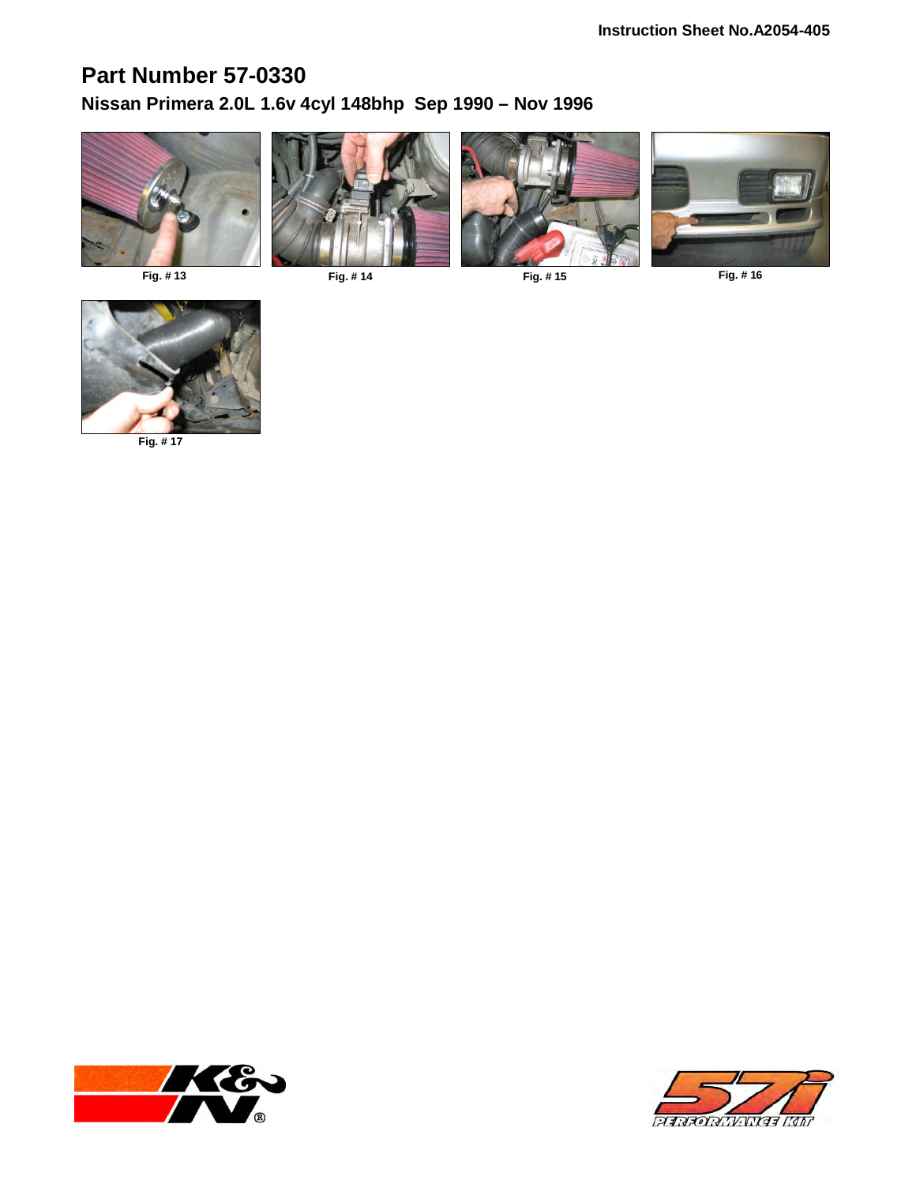# Part Number 57-0330

## Nissan Primera 2.0L 1.6v 4cyl 148bhp Sep 1990 – Nov 1996

Fig. # 13

Fig. # 14

Fig. # 15

Fig. # 16

Fig. # 17